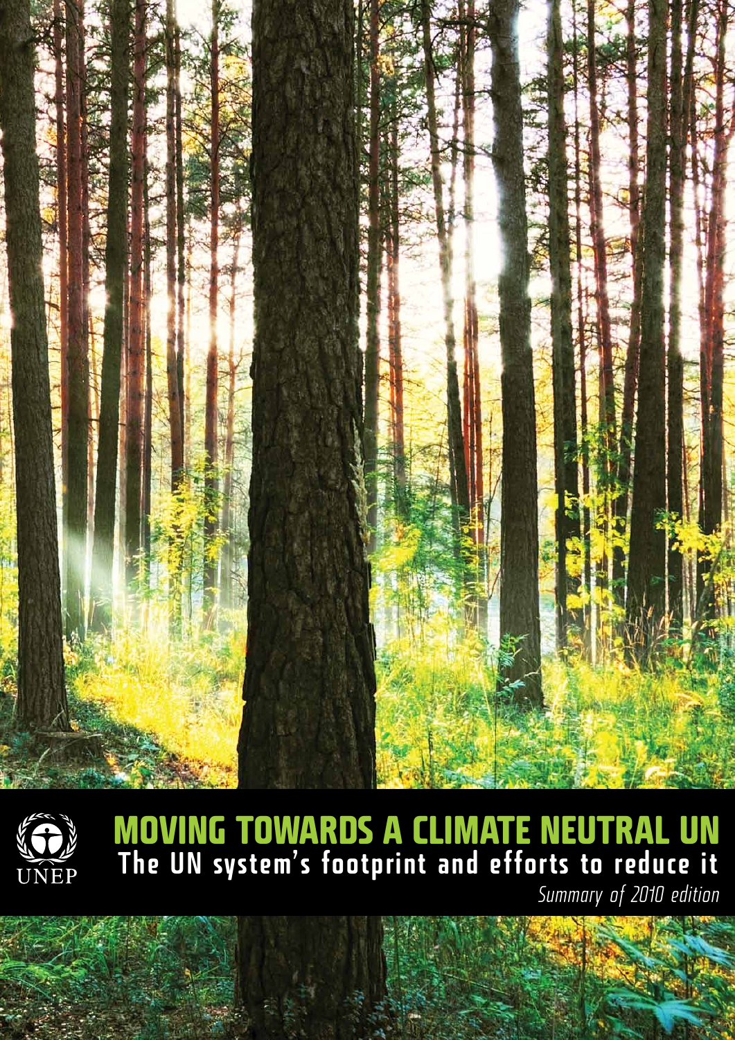UNEP

# MOVING TOWARDS A CLIMATE NEUTRAL UN

## The UN system's footprint and efforts to reduce it

*Summary of 2010 edition*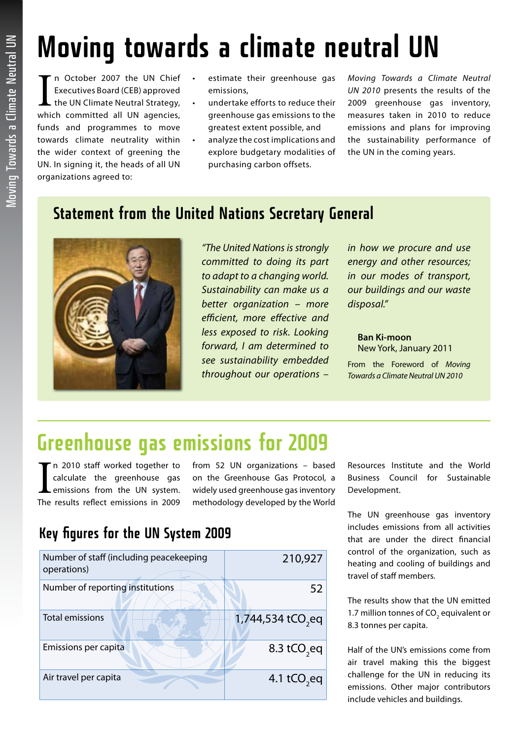# Moving towards a climate neutral UN

In October 2007 the UN Chief Executives Board (CEB) approved the UN Climate Neutral Strategy, which committed all UN agencies, funds and programmes to move towards climate neutrality within the wider context of greening the UN. In signing it, the heads of all UN organizations agreed to:

- estimate their greenhouse gas emissions,
- undertake efforts to reduce their greenhouse gas emissions to the greatest extent possible, and
- analyze the cost implications and explore budgetary modalities of purchasing carbon offsets.

*Moving Towards a Climate Neutral UN 2010* presents the results of the 2009 greenhouse gas inventory, measures taken in 2010 to reduce emissions and plans for improving the sustainability performance of the UN in the coming years.

## Statement from the United Nations Secretary General

*"The United Nations is strongly committed to doing its part to adapt to a changing world. Sustainability can make us a better organization – more efficient, more effective and less exposed to risk. Looking forward, I am determined to see sustainability embedded throughout our operations – in how we procure and use energy and other resources; in our modes of transport, our buildings and our waste disposal."*

**Ban Ki-moon**
New York, January 2011

From the Foreword of *Moving Towards a Climate Neutral UN 2010*

## Greenhouse gas emissions for 2009

In 2010 staff worked together to calculate the greenhouse gas emissions from the UN system. The results reflect emissions in 2009 from 52 UN organizations – based on the Greenhouse Gas Protocol, a widely used greenhouse gas inventory methodology developed by the World Resources Institute and the World Business Council for Sustainable Development.

### Key figures for the UN System 2009

| | |
|---|---|
| Number of staff (including peacekeeping operations) | 210,927 |
| Number of reporting institutions | 52 |
| Total emissions | 1,744,534 $tCO_2eq$ |
| Emissions per capita | 8.3 $tCO_2eq$ |
| Air travel per capita | 4.1 $tCO_2eq$ |

The UN greenhouse gas inventory includes emissions from all activities that are under the direct financial control of the organization, such as heating and cooling of buildings and travel of staff members.

The results show that the UN emitted 1.7 million tonnes of $CO_2$ equivalent or 8.3 tonnes per capita.

Half of the UN's emissions come from air travel making this the biggest challenge for the UN in reducing its emissions. Other major contributors include vehicles and buildings.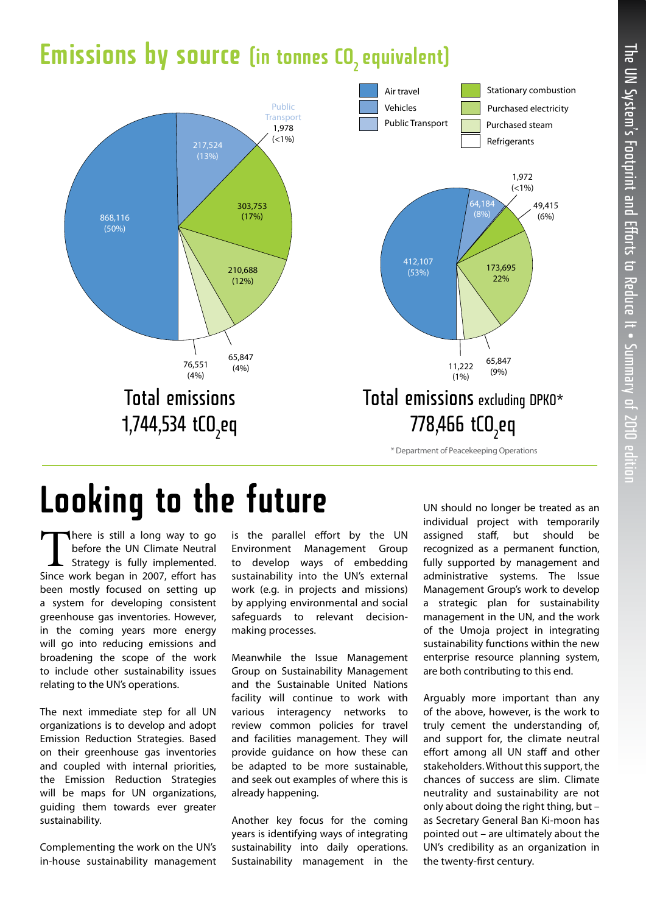## Emissions by source (in tonnes $CO_2$ equivalent)

Air travel
Vehicles
Public Transport
Stationary combustion
Purchased electricity
Purchased steam
Refrigerants

868,116 (50%)
217,524 (13%)
Public Transport 1,978 (<1%)
303,753 (17%)
210,688 (12%)
65,847 (4%)
76,551 (4%)

Total emissions
1,744,534 $tCO_2eq$

412,107 (53%)
64,184 (8%)
1,972 (<1%)
49,415 (6%)
173,695 22%
65,847 (9%)
11,222 (1%)

Total emissions excluding DPKO*
778,466 $tCO_2eq$

\* Department of Peacekeeping Operations

# Looking to the future

There is still a long way to go before the UN Climate Neutral Strategy is fully implemented. Since work began in 2007, effort has been mostly focused on setting up a system for developing consistent greenhouse gas inventories. However, in the coming years more energy will go into reducing emissions and broadening the scope of the work to include other sustainability issues relating to the UN's operations.

The next immediate step for all UN organizations is to develop and adopt Emission Reduction Strategies. Based on their greenhouse gas inventories and coupled with internal priorities, the Emission Reduction Strategies will be maps for UN organizations, guiding them towards ever greater sustainability.

Complementing the work on the UN's in-house sustainability management is the parallel effort by the UN Environment Management Group to develop ways of embedding sustainability into the UN's external work (e.g. in projects and missions) by applying environmental and social safeguards to relevant decision-making processes.

Meanwhile the Issue Management Group on Sustainability Management and the Sustainable United Nations facility will continue to work with various interagency networks to review common policies for travel and facilities management. They will provide guidance on how these can be adapted to be more sustainable, and seek out examples of where this is already happening.

Another key focus for the coming years is identifying ways of integrating sustainability into daily operations. Sustainability management in the UN should no longer be treated as an individual project with temporarily assigned staff, but should be recognized as a permanent function, fully supported by management and administrative systems. The Issue Management Group's work to develop a strategic plan for sustainability management in the UN, and the work of the Umoja project in integrating sustainability functions within the new enterprise resource planning system, are both contributing to this end.

Arguably more important than any of the above, however, is the work to truly cement the understanding of, and support for, the climate neutral effort among all UN staff and other stakeholders. Without this support, the chances of success are slim. Climate neutrality and sustainability are not only about doing the right thing, but – as Secretary General Ban Ki-moon has pointed out – are ultimately about the UN's credibility as an organization in the twenty-first century.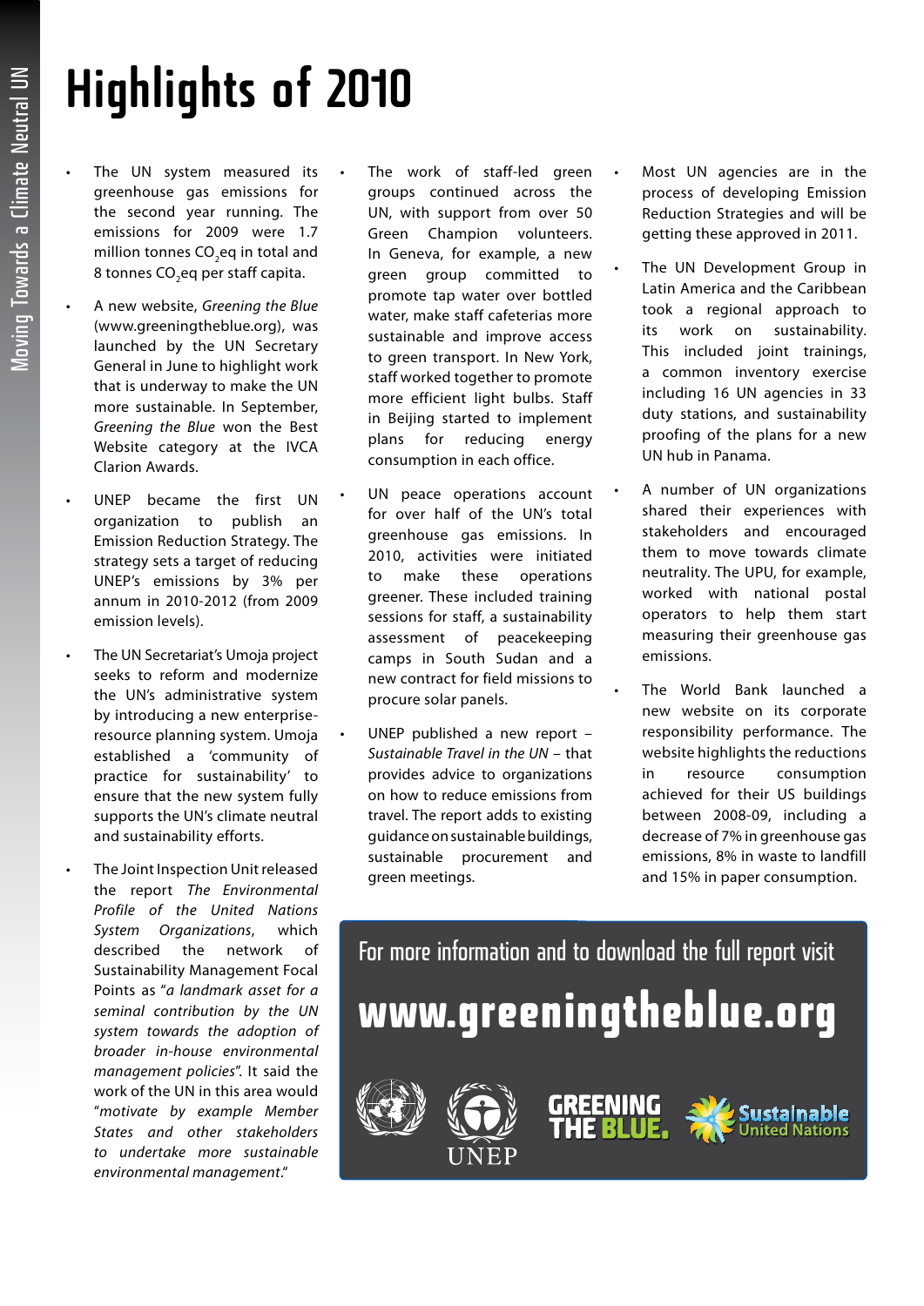# Highlights of 2010

- The UN system measured its greenhouse gas emissions for the second year running. The emissions for 2009 were 1.7 million tonnes $CO_2$eq in total and 8 tonnes $CO_2$eq per staff capita.
- A new website, *Greening the Blue* (www.greeningtheblue.org), was launched by the UN Secretary General in June to highlight work that is underway to make the UN more sustainable. In September, *Greening the Blue* won the Best Website category at the IVCA Clarion Awards.
- UNEP became the first UN organization to publish an Emission Reduction Strategy. The strategy sets a target of reducing UNEP's emissions by 3% per annum in 2010-2012 (from 2009 emission levels).
- The UN Secretariat's Umoja project seeks to reform and modernize the UN's administrative system by introducing a new enterprise-resource planning system. Umoja established a 'community of practice for sustainability' to ensure that the new system fully supports the UN's climate neutral and sustainability efforts.
- The Joint Inspection Unit released the report *The Environmental Profile of the United Nations System Organizations*, which described the network of Sustainability Management Focal Points as "*a landmark asset for a seminal contribution by the UN system towards the adoption of broader in-house environmental management policies*". It said the work of the UN in this area would "*motivate by example Member States and other stakeholders to undertake more sustainable environmental management*."
- The work of staff-led green groups continued across the UN, with support from over 50 Green Champion volunteers. In Geneva, for example, a new green group committed to promote tap water over bottled water, make staff cafeterias more sustainable and improve access to green transport. In New York, staff worked together to promote more efficient light bulbs. Staff in Beijing started to implement plans for reducing energy consumption in each office.
- UN peace operations account for over half of the UN's total greenhouse gas emissions. In 2010, activities were initiated to make these operations greener. These included training sessions for staff, a sustainability assessment of peacekeeping camps in South Sudan and a new contract for field missions to procure solar panels.
- UNEP published a new report – *Sustainable Travel in the UN* – that provides advice to organizations on how to reduce emissions from travel. The report adds to existing guidance on sustainable buildings, sustainable procurement and green meetings.
- Most UN agencies are in the process of developing Emission Reduction Strategies and will be getting these approved in 2011.
- The UN Development Group in Latin America and the Caribbean took a regional approach to its work on sustainability. This included joint trainings, a common inventory exercise including 16 UN agencies in 33 duty stations, and sustainability proofing of the plans for a new UN hub in Panama.
- A number of UN organizations shared their experiences with stakeholders and encouraged them to move towards climate neutrality. The UPU, for example, worked with national postal operators to help them start measuring their greenhouse gas emissions.
- The World Bank launched a new website on its corporate responsibility performance. The website highlights the reductions in resource consumption achieved for their US buildings between 2008-09, including a decrease of 7% in greenhouse gas emissions, 8% in waste to landfill and 15% in paper consumption.

For more information and to download the full report visit

**www.greeningtheblue.org**

UNEP

GREENING THE BLUE.

Sustainable United Nations